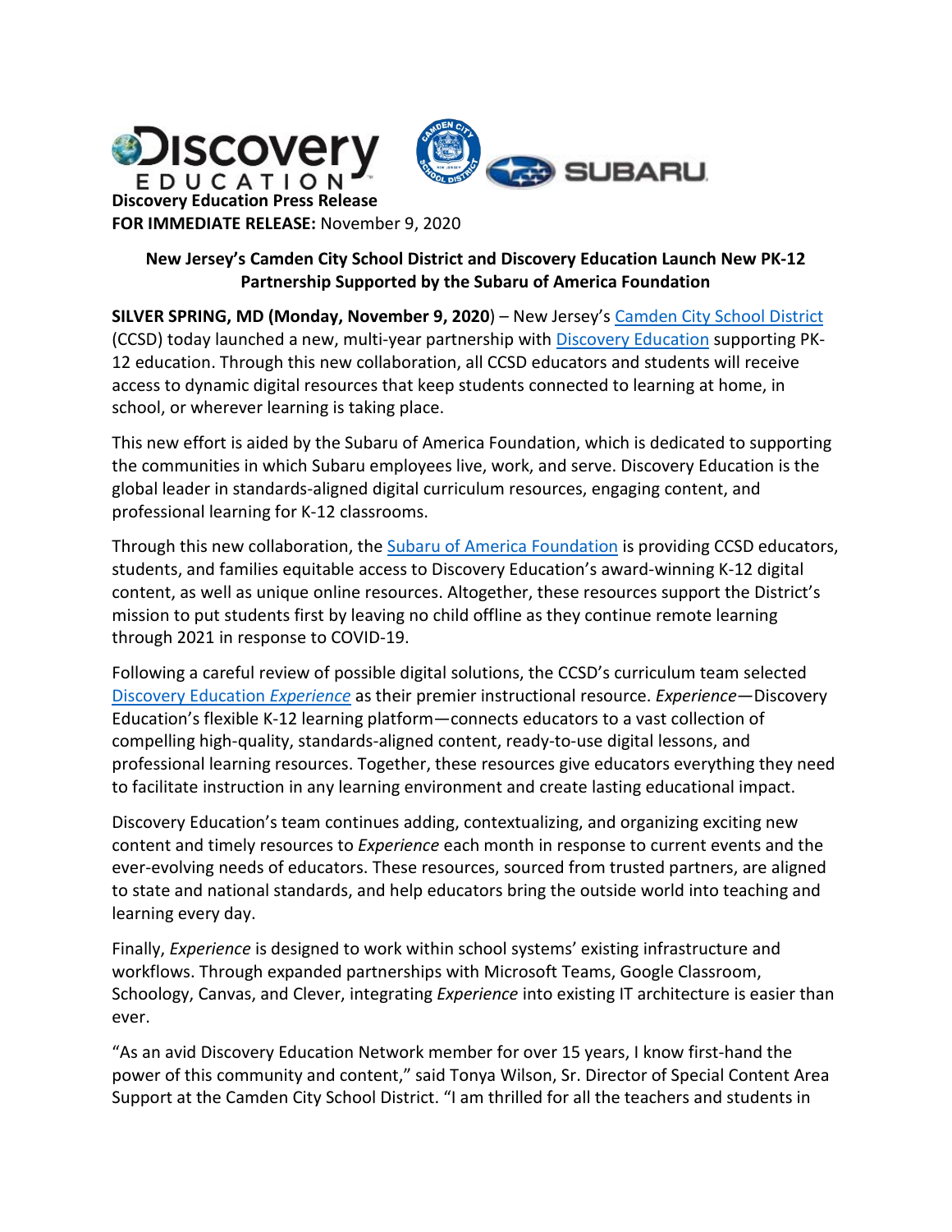**Discovery Education Press Release**
**FOR IMMEDIATE RELEASE:** November 9, 2020

## New Jersey's Camden City School District and Discovery Education Launch New PK-12 Partnership Supported by the Subaru of America Foundation

**SILVER SPRING, MD (Monday, November 9, 2020**) – New Jersey's Camden City School District (CCSD) today launched a new, multi-year partnership with Discovery Education supporting PK-12 education. Through this new collaboration, all CCSD educators and students will receive access to dynamic digital resources that keep students connected to learning at home, in school, or wherever learning is taking place.

This new effort is aided by the Subaru of America Foundation, which is dedicated to supporting the communities in which Subaru employees live, work, and serve. Discovery Education is the global leader in standards-aligned digital curriculum resources, engaging content, and professional learning for K-12 classrooms.

Through this new collaboration, the Subaru of America Foundation is providing CCSD educators, students, and families equitable access to Discovery Education's award-winning K-12 digital content, as well as unique online resources. Altogether, these resources support the District's mission to put students first by leaving no child offline as they continue remote learning through 2021 in response to COVID-19.

Following a careful review of possible digital solutions, the CCSD's curriculum team selected Discovery Education *Experience* as their premier instructional resource. *Experience*—Discovery Education's flexible K-12 learning platform—connects educators to a vast collection of compelling high-quality, standards-aligned content, ready-to-use digital lessons, and professional learning resources. Together, these resources give educators everything they need to facilitate instruction in any learning environment and create lasting educational impact.

Discovery Education's team continues adding, contextualizing, and organizing exciting new content and timely resources to *Experience* each month in response to current events and the ever-evolving needs of educators. These resources, sourced from trusted partners, are aligned to state and national standards, and help educators bring the outside world into teaching and learning every day.

Finally, *Experience* is designed to work within school systems' existing infrastructure and workflows. Through expanded partnerships with Microsoft Teams, Google Classroom, Schoology, Canvas, and Clever, integrating *Experience* into existing IT architecture is easier than ever.

"As an avid Discovery Education Network member for over 15 years, I know first-hand the power of this community and content," said Tonya Wilson, Sr. Director of Special Content Area Support at the Camden City School District. "I am thrilled for all the teachers and students in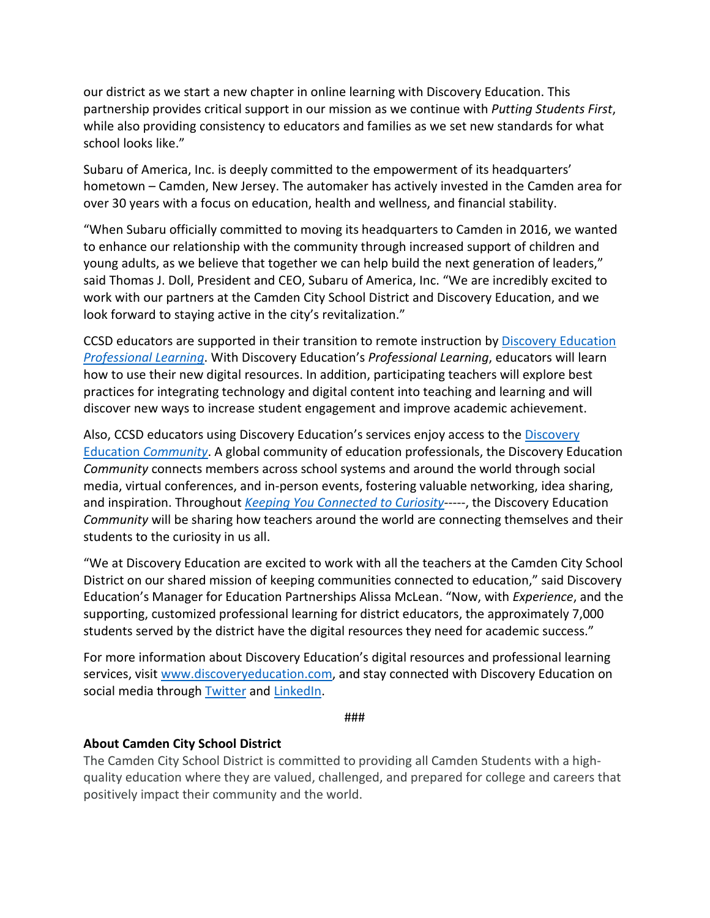our district as we start a new chapter in online learning with Discovery Education. This partnership provides critical support in our mission as we continue with *Putting Students First*, while also providing consistency to educators and families as we set new standards for what school looks like."

Subaru of America, Inc. is deeply committed to the empowerment of its headquarters' hometown – Camden, New Jersey. The automaker has actively invested in the Camden area for over 30 years with a focus on education, health and wellness, and financial stability.

"When Subaru officially committed to moving its headquarters to Camden in 2016, we wanted to enhance our relationship with the community through increased support of children and young adults, as we believe that together we can help build the next generation of leaders," said Thomas J. Doll, President and CEO, Subaru of America, Inc. "We are incredibly excited to work with our partners at the Camden City School District and Discovery Education, and we look forward to staying active in the city's revitalization."

CCSD educators are supported in their transition to remote instruction by Discovery Education *Professional Learning*. With Discovery Education's *Professional Learning*, educators will learn how to use their new digital resources. In addition, participating teachers will explore best practices for integrating technology and digital content into teaching and learning and will discover new ways to increase student engagement and improve academic achievement.

Also, CCSD educators using Discovery Education's services enjoy access to the Discovery Education *Community*. A global community of education professionals, the Discovery Education *Community* connects members across school systems and around the world through social media, virtual conferences, and in-person events, fostering valuable networking, idea sharing, and inspiration. Throughout *Keeping You Connected to Curiosity*-----, the Discovery Education *Community* will be sharing how teachers around the world are connecting themselves and their students to the curiosity in us all.

"We at Discovery Education are excited to work with all the teachers at the Camden City School District on our shared mission of keeping communities connected to education," said Discovery Education's Manager for Education Partnerships Alissa McLean. "Now, with *Experience*, and the supporting, customized professional learning for district educators, the approximately 7,000 students served by the district have the digital resources they need for academic success."

For more information about Discovery Education's digital resources and professional learning services, visit www.discoveryeducation.com, and stay connected with Discovery Education on social media through Twitter and LinkedIn.

###

**About Camden City School District**

The Camden City School District is committed to providing all Camden Students with a high-quality education where they are valued, challenged, and prepared for college and careers that positively impact their community and the world.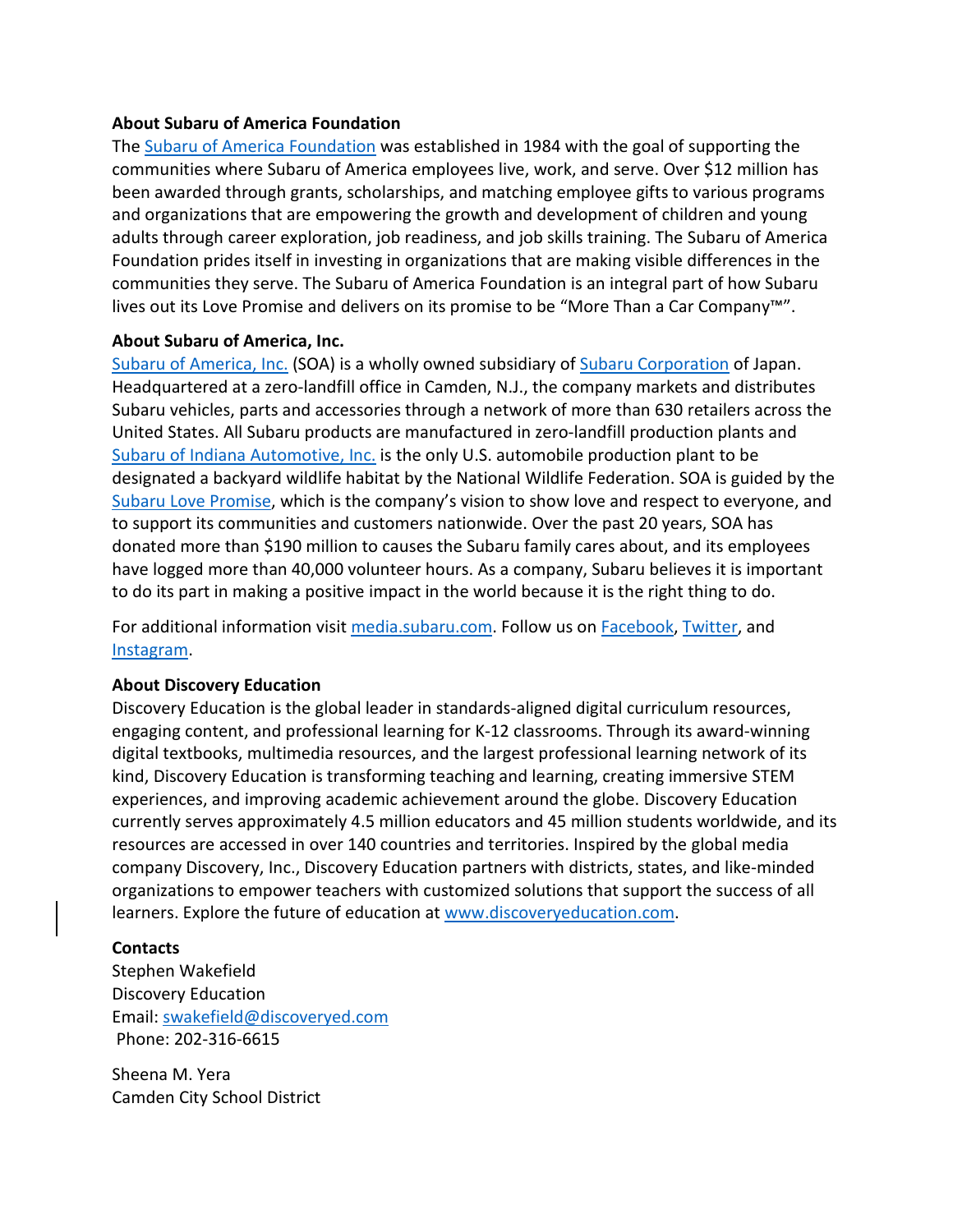**About Subaru of America Foundation**

The Subaru of America Foundation was established in 1984 with the goal of supporting the communities where Subaru of America employees live, work, and serve. Over $12 million has been awarded through grants, scholarships, and matching employee gifts to various programs and organizations that are empowering the growth and development of children and young adults through career exploration, job readiness, and job skills training. The Subaru of America Foundation prides itself in investing in organizations that are making visible differences in the communities they serve. The Subaru of America Foundation is an integral part of how Subaru lives out its Love Promise and delivers on its promise to be "More Than a Car Company™".

**About Subaru of America, Inc.**

Subaru of America, Inc. (SOA) is a wholly owned subsidiary of Subaru Corporation of Japan. Headquartered at a zero-landfill office in Camden, N.J., the company markets and distributes Subaru vehicles, parts and accessories through a network of more than 630 retailers across the United States. All Subaru products are manufactured in zero-landfill production plants and Subaru of Indiana Automotive, Inc. is the only U.S. automobile production plant to be designated a backyard wildlife habitat by the National Wildlife Federation. SOA is guided by the Subaru Love Promise, which is the company's vision to show love and respect to everyone, and to support its communities and customers nationwide. Over the past 20 years, SOA has donated more than $190 million to causes the Subaru family cares about, and its employees have logged more than 40,000 volunteer hours. As a company, Subaru believes it is important to do its part in making a positive impact in the world because it is the right thing to do.

For additional information visit media.subaru.com. Follow us on Facebook, Twitter, and Instagram.

**About Discovery Education**

Discovery Education is the global leader in standards-aligned digital curriculum resources, engaging content, and professional learning for K-12 classrooms. Through its award-winning digital textbooks, multimedia resources, and the largest professional learning network of its kind, Discovery Education is transforming teaching and learning, creating immersive STEM experiences, and improving academic achievement around the globe. Discovery Education currently serves approximately 4.5 million educators and 45 million students worldwide, and its resources are accessed in over 140 countries and territories. Inspired by the global media company Discovery, Inc., Discovery Education partners with districts, states, and like-minded organizations to empower teachers with customized solutions that support the success of all learners. Explore the future of education at www.discoveryeducation.com.

**Contacts**

Stephen Wakefield
Discovery Education
Email: swakefield@discoveryed.com
Phone: 202-316-6615

Sheena M. Yera
Camden City School District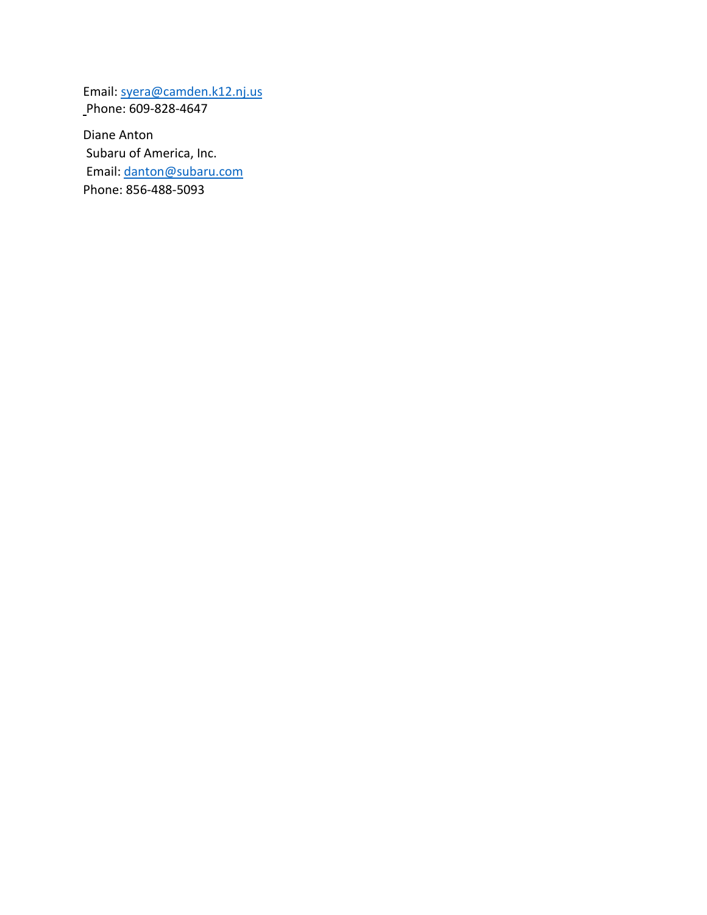Email: syera@camden.k12.nj.us
Phone: 609-828-4647

Diane Anton
Subaru of America, Inc.
Email: danton@subaru.com
Phone: 856-488-5093